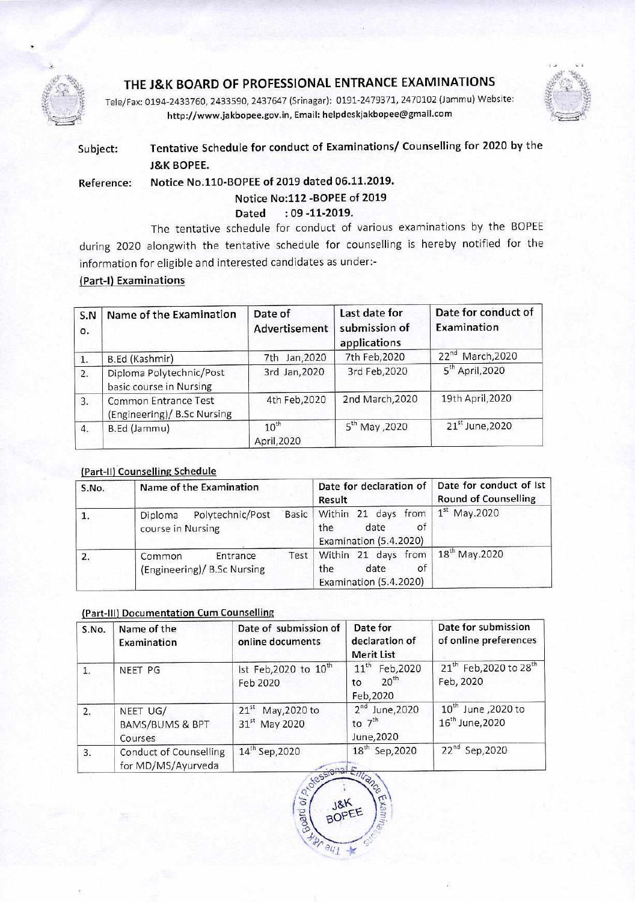# THE J&K BOARD OF PROFESSIONAL ENTRANCE EXAMINATIONS

Tele/Fax: 0194-2433760, 2433590, 2437647 (Srinagar): 0191-2479371, 2470102 (Jammu) Website: http://www.jakbopee.gov.in, Email: helpdeskjakbopee@gmail.com

**Subject:** **Tentative Schedule for conduct of Examinations/ Counselling for 2020 by the J&K BOPEE.**

**Reference:** **Notice No.110-BOPEE of 2019 dated 06.11.2019.**

**Notice No:112 -BOPEE of 2019**

**Dated : 09 -11-2019.**

The tentative schedule for conduct of various examinations by the BOPEE during 2020 alongwith the tentative schedule for counselling is hereby notified for the information for eligible and interested candidates as under:-

**(Part-I) Examinations**

| S.No. | Name of the Examination | Date of Advertisement | Last date for submission of applications | Date for conduct of Examination |
|---|---|---|---|---|
| 1. | B.Ed (Kashmir) | 7th Jan,2020 | 7th Feb,2020 | 22nd March,2020 |
| 2. | Diploma Polytechnic/Post basic course in Nursing | 3rd Jan,2020 | 3rd Feb,2020 | 5th April,2020 |
| 3. | Common Entrance Test (Engineering)/ B.Sc Nursing | 4th Feb,2020 | 2nd March,2020 | 19th April,2020 |
| 4. | B.Ed (Jammu) | 10th April,2020 | 5th May ,2020 | 21st June,2020 |

**(Part-II) Counselling Schedule**

| S.No. | Name of the Examination | Date for declaration of Result | Date for conduct of Ist Round of Counselling |
|---|---|---|---|
| 1. | Diploma Polytechnic/Post Basic course in Nursing | Within 21 days from the date of Examination (5.4.2020) | 1st May.2020 |
| 2. | Common Entrance Test (Engineering)/ B.Sc Nursing | Within 21 days from the date of Examination (5.4.2020) | 18th May.2020 |

**(Part-III) Documentation Cum Counselling**

| S.No. | Name of the Examination | Date of submission of online documents | Date for declaration of Merit List | Date for submission of online preferences |
|---|---|---|---|---|
| 1. | NEET PG | Ist Feb,2020 to 10th Feb 2020 | 11th Feb,2020 to 20th Feb,2020 | 21th Feb,2020 to 28th Feb, 2020 |
| 2. | NEET UG/ BAMS/BUMS & BPT Courses | 21st May,2020 to 31st May 2020 | 2nd June,2020 to 7th June,2020 | 10th June ,2020 to 16th June,2020 |
| 3. | Conduct of Counselling for MD/MS/Ayurveda | 14th Sep,2020 | 18th Sep,2020 | 22nd Sep,2020 |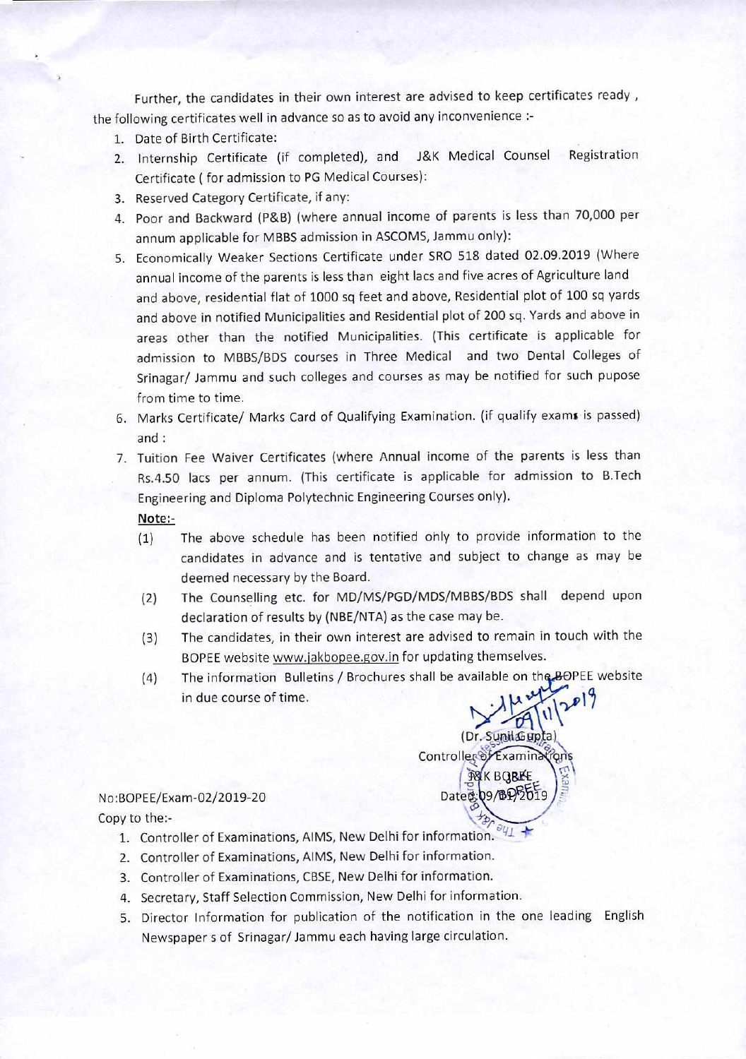Further, the candidates in their own interest are advised to keep certificates ready , the following certificates well in advance so as to avoid any inconvenience :-

1. Date of Birth Certificate:
2. Internship Certificate (if completed), and J&K Medical Counsel Registration Certificate ( for admission to PG Medical Courses):
3. Reserved Category Certificate, if any:
4. Poor and Backward (P&B) (where annual income of parents is less than 70,000 per annum applicable for MBBS admission in ASCOMS, Jammu only):
5. Economically Weaker Sections Certificate under SRO 518 dated 02.09.2019 (Where annual income of the parents is less than eight lacs and five acres of Agriculture land and above, residential flat of 1000 sq feet and above, Residential plot of 100 sq yards and above in notified Municipalities and Residential plot of 200 sq. Yards and above in areas other than the notified Municipalities. (This certificate is applicable for admission to MBBS/BDS courses in Three Medical and two Dental Colleges of Srinagar/ Jammu and such colleges and courses as may be notified for such pupose from time to time.
6. Marks Certificate/ Marks Card of Qualifying Examination. (if qualify exams is passed) and :
7. Tuition Fee Waiver Certificates (where Annual income of the parents is less than Rs.4.50 lacs per annum. (This certificate is applicable for admission to B.Tech Engineering and Diploma Polytechnic Engineering Courses only).

**Note:-**

(1) The above schedule has been notified only to provide information to the candidates in advance and is tentative and subject to change as may be deemed necessary by the Board.

(2) The Counselling etc. for MD/MS/PGD/MDS/MBBS/BDS shall depend upon declaration of results by (NBE/NTA) as the case may be.

(3) The candidates, in their own interest are advised to remain in touch with the BOPEE website www.jakbopee.gov.in for updating themselves.

(4) The information Bulletins / Brochures shall be available on the BOPEE website in due course of time.

09/11/2019

(Dr. Sunil Gupta)
Controller of Examinations
J&K BOPEE

No:BOPEE/Exam-02/2019-20

Dated:09/11/2019

Copy to the:-

1. Controller of Examinations, AIMS, New Delhi for information.
2. Controller of Examinations, AIMS, New Delhi for information.
3. Controller of Examinations, CBSE, New Delhi for information.
4. Secretary, Staff Selection Commission, New Delhi for information.
5. Director Information for publication of the notification in the one leading English Newspaper s of Srinagar/ Jammu each having large circulation.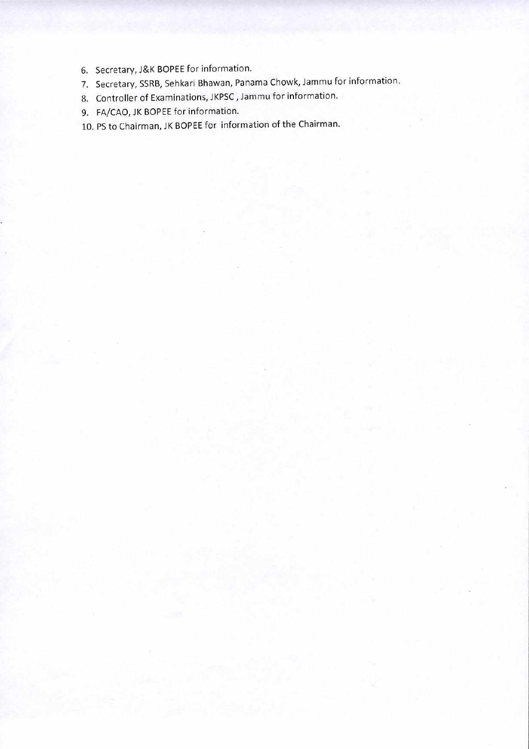6. Secretary, J&K BOPEE for information.
7. Secretary, SSRB, Sehkari Bhawan, Panama Chowk, Jammu for information.
8. Controller of Examinations, JKPSC , Jammu for information.
9. FA/CAO, JK BOPEE for information.
10. PS to Chairman, JK BOPEE for information of the Chairman.